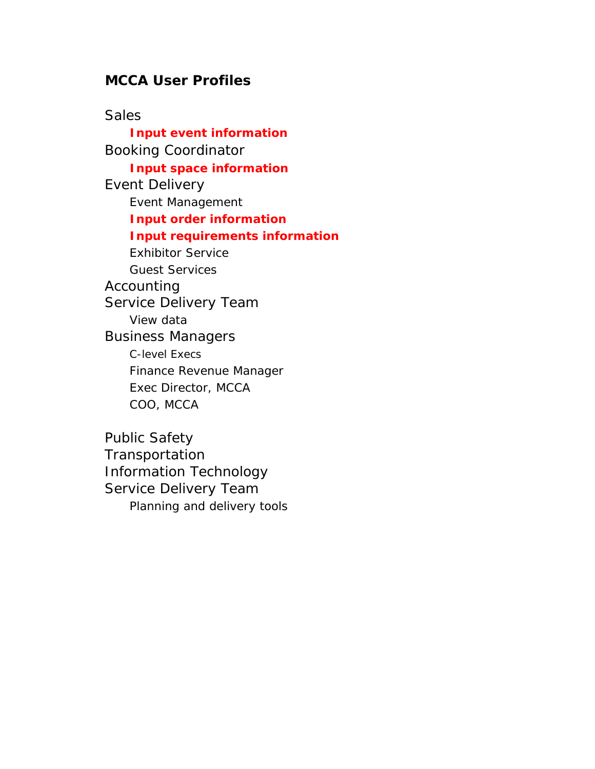**MCCA User Profiles**

Sales

- **Input event information**

Booking Coordinator

- **Input space information**

Event Delivery

- Event Management
- **Input order information**
- **Input requirements information**
- Exhibitor Service
- Guest Services

Accounting

Service Delivery Team

- View data

Business Managers

- C-level Execs
- Finance Revenue Manager
- Exec Director, MCCA
- COO, MCCA

Public Safety

Transportation

Information Technology

Service Delivery Team

- Planning and delivery tools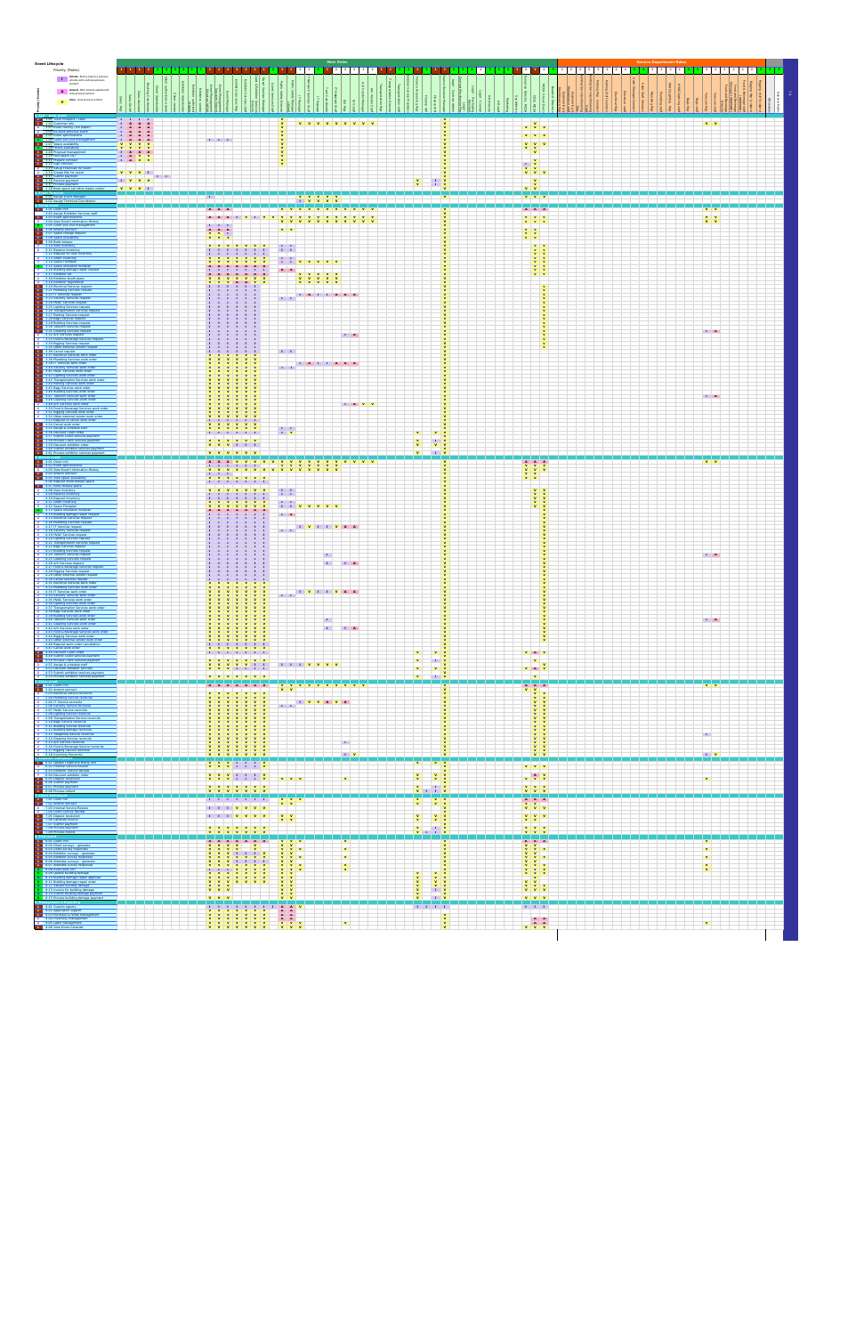# Event Lifecycle

Priority (Roles)

## Main Roles

## Service Department Roles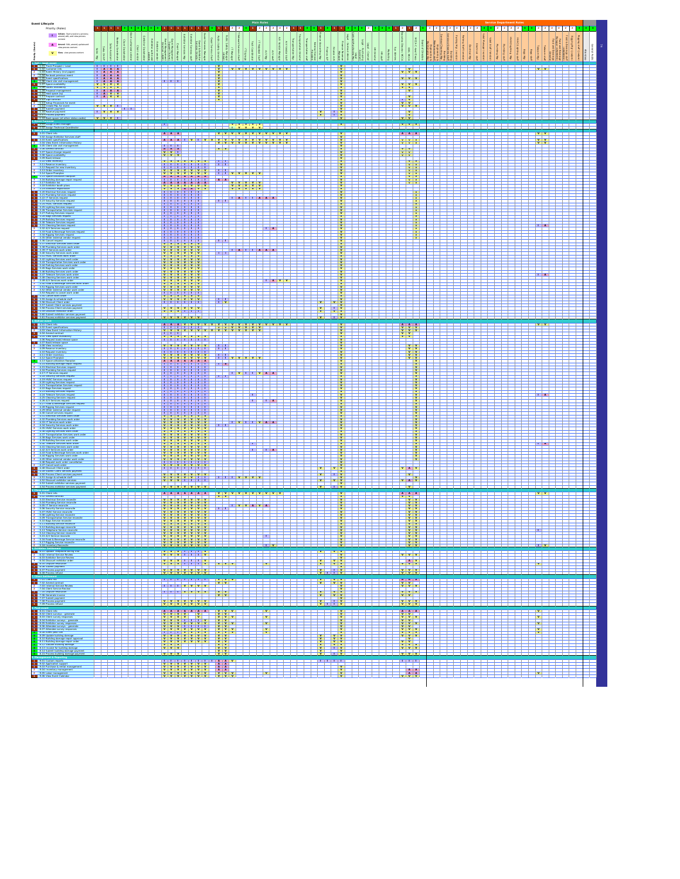# Event Lifecycle

Priority (Roles)

| Code | Meaning |
|---|---|
| I | Initiate: Start a task or a process; amend, edit, and view process content |
| A | Amend: Edit, amend, update and view process content |
| V | View: view process content |

**Main Roles**

**Service Department Roles**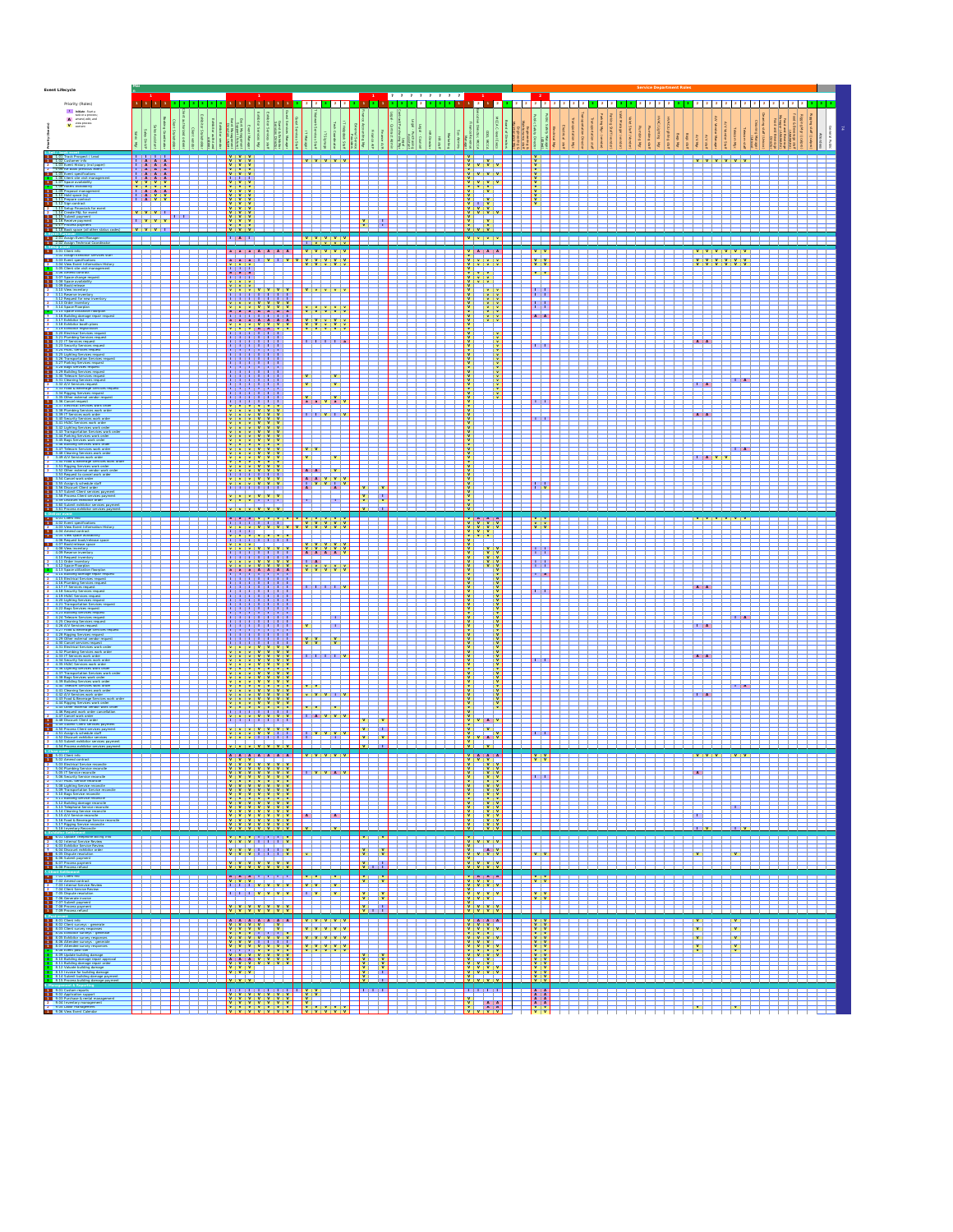# Event Lifecycle

Priority (Roles)

Service Department Roles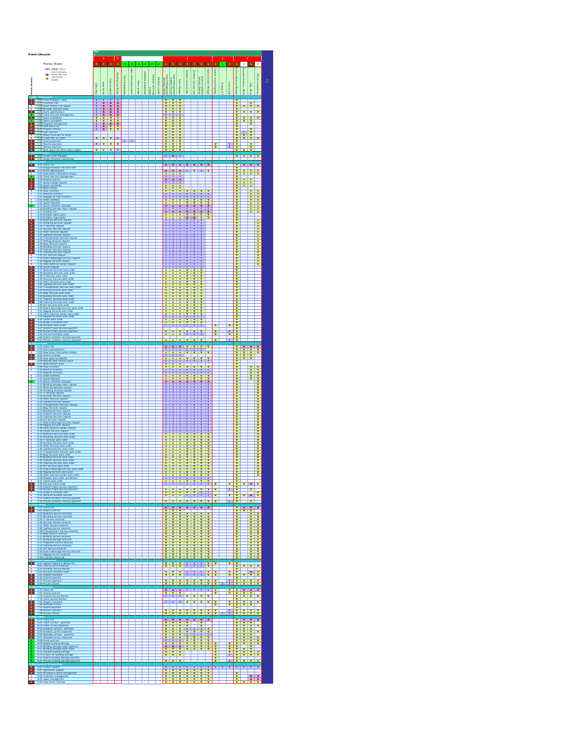# Event Lifecycle

**Priority (Roles)**

- **I** – Initiate: Start a task or a process
- **A** – Amend, edit, and view process content
- **V** – View content

Priority (Events)

Columns: Sales Mgr | Sales Dir/VP | Sales Assistant | Booking Coordinator | Event Stakeholder | Event Authorized contact | Exhibitor Stakeholder | Exhibitor Authorized contact | Event Management Director / AGM | Event Management Support Staff | Event Manager | Exhibitor Services Mgr | Exhibitor Services Staff | Guest & Exhibitor Services Director | Guest Services Manager | Finance: Accounting Mgr | Finance A/R | Finance A/P | Finance / Revenue Manager | Executive Director, MCCA | COO, MCCA | MCCA Board Exec

## 1. Book event

- 1.01 Track Prospect / Lead
- 1.02 Customer info
- 1.03 Event History (not paper)
- 1.04 Re-book previous event
- 1.05 Event specifications
- 1.06 Client site visit management
- 1.07 Space availability
- 1.08 Hotels availability
- 1.09 Proposal management
- 1.10 Hold space (s)
- 1.11 Prepare contract
- 1.12 Sign contract
- 1.13 Setup financials for event
- 1.14 Create P&L for event
- 1.15 Submit payment
- 1.16 Receive payment
- 1.17 Process payment
- 1.18 Book space (all other status codes)

## 2. Assignment

- 2.01 Assign Event Manager
- 2.02 Assign Technical Coordinator

## 3. Before event

- 3.01 Client info
- 3.02 Assign exhibitor services staff
- 3.03 Event specifications
- 3.04 View Event Information History
- 3.05 Client site visit management
- 3.06 Amend contract
- 3.07 Space change request
- 3.08 Space availability
- 3.09 Book/release
- 3.10 View inventory
- 3.11 Reserve inventory
- 3.12 Request for new inventory
- 3.13 Order inventory
- 3.14 Space Floorplan
- 3.15 Space utilization floorplan
- 3.16 Building damage repair request
- 3.17 Exhibitor list
- 3.18 Exhibitor booth plans
- 3.19 Exhibitor registration
- 3.20 Electrical services request
- 3.21 Plumbing services request
- 3.22 IT services request
- 3.23 Security services request
- 3.24 HVAC services request
- 3.25 Lighting services request
- 3.26 Transportation services request
- 3.27 Parking services request
- 3.28 Bags services request
- 3.29 Building services request
- 3.30 Telecom services request
- 3.31 Cleaning services request
- 3.32 A/V services request
- 3.33 Food & Beverage services request
- 3.34 Rigging services request
- 3.35 Other external vendor request
- 3.36 Cancel request
- 3.37 Electrical services work order
- 3.38 Plumbing services work order
- 3.39 IT services work order
- 3.40 Security services work order
- 3.41 HVAC services work order
- 3.42 Lighting services work order
- 3.43 Transportation services work order
- 3.44 Parking services work order
- 3.45 Bags services work order
- 3.46 Building services work order
- 3.47 Telecom services work order
- 3.48 Cleaning services work order
- 3.49 A/V services work order
- 3.50 Food & Beverage services work order
- 3.51 Rigging services work order
- 3.52 Other external vendor work order
- 3.53 Request to cancel work order
- 3.54 Cancel work order
- 3.55 Assign & schedule staff
- 3.56 Discount client order
- 3.57 Submit client services payment
- 3.58 Process client services payment
- 3.59 Discount exhibitor order
- 3.60 Submit exhibitor services payment
- 3.61 Process exhibitor services payment

## 4. During event

- 4.01 Client info
- 4.02 Event specifications
- 4.03 View Event Information History
- 4.04 Amend contract
- 4.05 View space availability
- 4.06 Request book/release space
- 4.07 Book/release space
- 4.08 View inventory
- 4.09 Reserve inventory
- 4.10 Request inventory
- 4.11 Order inventory
- 4.12 Space Floorplan
- 4.13 Space utilization floorplan
- 4.14 Building damage repair request
- 4.15 Electrical services request
- 4.16 Plumbing services request
- 4.17 IT services request
- 4.18 Security services request
- 4.19 HVAC services request
- 4.20 Lighting services request
- 4.21 Transportation services request
- 4.22 Bags services request
- 4.23 Building services request
- 4.24 Telecom services request
- 4.25 Cleaning services request
- 4.26 A/V services request
- 4.27 Food & Beverage services request
- 4.28 Rigging services request
- 4.29 Other external vendor request
- 4.30 Cancel services request
- 4.31 Electrical services work order
- 4.32 Plumbing services work order
- 4.33 IT services work order
- 4.34 Security services work order
- 4.35 HVAC services work order
- 4.36 Lighting services work order
- 4.37 Transportation services work order
- 4.38 Bags services work order
- 4.39 Building services work order
- 4.40 Telecom services work order
- 4.41 Cleaning services work order
- 4.42 A/V services work order
- 4.43 Food & Beverage services work order
- 4.44 Rigging services work order
- 4.45 Other external vendor work order
- 4.46 Request work order cancellation
- 4.47 Cancel work order
- 4.48 Discount client order
- 4.49 Submit client services payment
- 4.50 Process client services payment
- 4.51 Assign & schedule staff
- 4.52 Discount exhibitor services
- 4.53 Submit exhibitor services payment
- 4.54 Process exhibitor services payment

## 5. Reconcile

- 5.01 Client info
- 5.02 Amend contract
- 5.03 Electrical service reconcile
- 5.04 Plumbing service reconcile
- 5.05 IT service reconcile
- 5.06 Security service reconcile
- 5.07 HVAC service reconcile
- 5.08 Lighting service reconcile
- 5.09 Transportation service reconcile
- 5.10 Bags service reconcile
- 5.11 Building service reconcile
- 5.12 Building damage reconcile
- 5.13 Telecom service reconcile
- 5.14 Cleaning service reconcile
- 5.15 A/V service reconcile
- 5.16 Food & Beverage service reconcile
- 5.17 Rigging service reconcile
- 5.18 Inventory Reconcile

## 6. Exhibitor settlement

- 6.01 Update Telephone Billing Info
- 6.02 Internal Service Review
- 6.03 Exhibitor service Review
- 6.04 Discount exhibitor order
- 6.05 Dispute resolution
- 6.06 Submit payment
- 6.07 Process payment
- 6.08 Process refund

## 7. Client settlement

- 7.01 Client info
- 7.02 Amend contract
- 7.03 Internal Service Review
- 7.04 Client Service Review
- 7.05 Dispute resolution
- 7.06 Generate invoice
- 7.07 Submit payment
- 7.08 Process payment
- 7.09 Process refund

## 8. Post-event

- 8.01 Client info
- 8.02 Client surveys - generate
- 8.03 Client survey responses
- 8.04 Exhibitor surveys - generate
- 8.05 Exhibitor survey responses
- 8.06 Attendee surveys - generate
- 8.07 Attendee survey responses
- 8.08 Event post-con
- 8.09 Update building damage
- 8.10 Building damage repair approval
- 8.11 Building damage repair order
- 8.12 Valuate building damage
- 8.13 Invoice for building damage
- 8.14 Submit building damage payment
- 8.15 Process building damage payment

## 9. Other

- 9.01 Custom reports
- 9.02 Application support
- 9.03 Purchase & rental management
- 9.04 Inventory management
- 9.05 sales management
- 9.06 View Event Calendar